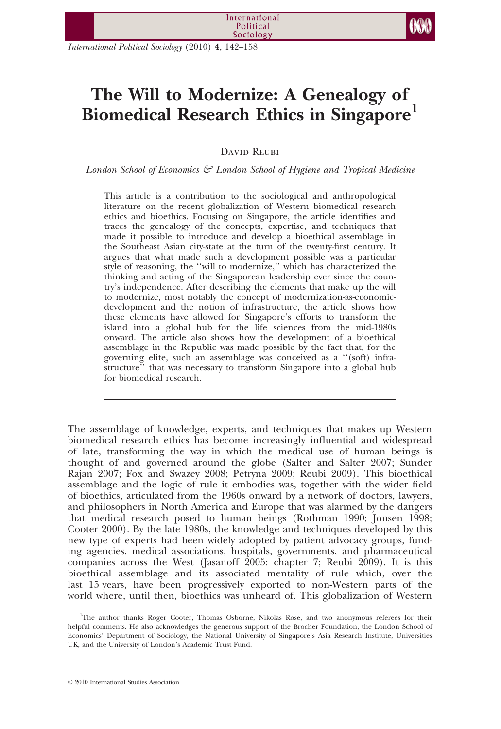# The Will to Modernize: A Genealogy of Biomedical Research Ethics in Singapore[1]

David Reubi

*London School of Economics & London School of Hygiene and Tropical Medicine*

This article is a contribution to the sociological and anthropological literature on the recent globalization of Western biomedical research ethics and bioethics. Focusing on Singapore, the article identifies and traces the genealogy of the concepts, expertise, and techniques that made it possible to introduce and develop a bioethical assemblage in the Southeast Asian city-state at the turn of the twenty-first century. It argues that what made such a development possible was a particular style of reasoning, the ''will to modernize,'' which has characterized the thinking and acting of the Singaporean leadership ever since the country's independence. After describing the elements that make up the will to modernize, most notably the concept of modernization-as-economic-development and the notion of infrastructure, the article shows how these elements have allowed for Singapore's efforts to transform the island into a global hub for the life sciences from the mid-1980s onward. The article also shows how the development of a bioethical assemblage in the Republic was made possible by the fact that, for the governing elite, such an assemblage was conceived as a ''(soft) infrastructure'' that was necessary to transform Singapore into a global hub for biomedical research.

---

The assemblage of knowledge, experts, and techniques that makes up Western biomedical research ethics has become increasingly influential and widespread of late, transforming the way in which the medical use of human beings is thought of and governed around the globe (Salter and Salter 2007; Sunder Rajan 2007; Fox and Swazey 2008; Petryna 2009; Reubi 2009). This bioethical assemblage and the logic of rule it embodies was, together with the wider field of bioethics, articulated from the 1960s onward by a network of doctors, lawyers, and philosophers in North America and Europe that was alarmed by the dangers that medical research posed to human beings (Rothman 1990; Jonsen 1998; Cooter 2000). By the late 1980s, the knowledge and techniques developed by this new type of experts had been widely adopted by patient advocacy groups, funding agencies, medical associations, hospitals, governments, and pharmaceutical companies across the West (Jasanoff 2005: chapter 7; Reubi 2009). It is this bioethical assemblage and its associated mentality of rule which, over the last 15 years, have been progressively exported to non-Western parts of the world where, until then, bioethics was unheard of. This globalization of Western

[1]The author thanks Roger Cooter, Thomas Osborne, Nikolas Rose, and two anonymous referees for their helpful comments. He also acknowledges the generous support of the Brocher Foundation, the London School of Economics' Department of Sociology, the National University of Singapore's Asia Research Institute, Universities UK, and the University of London's Academic Trust Fund.

© 2010 International Studies Association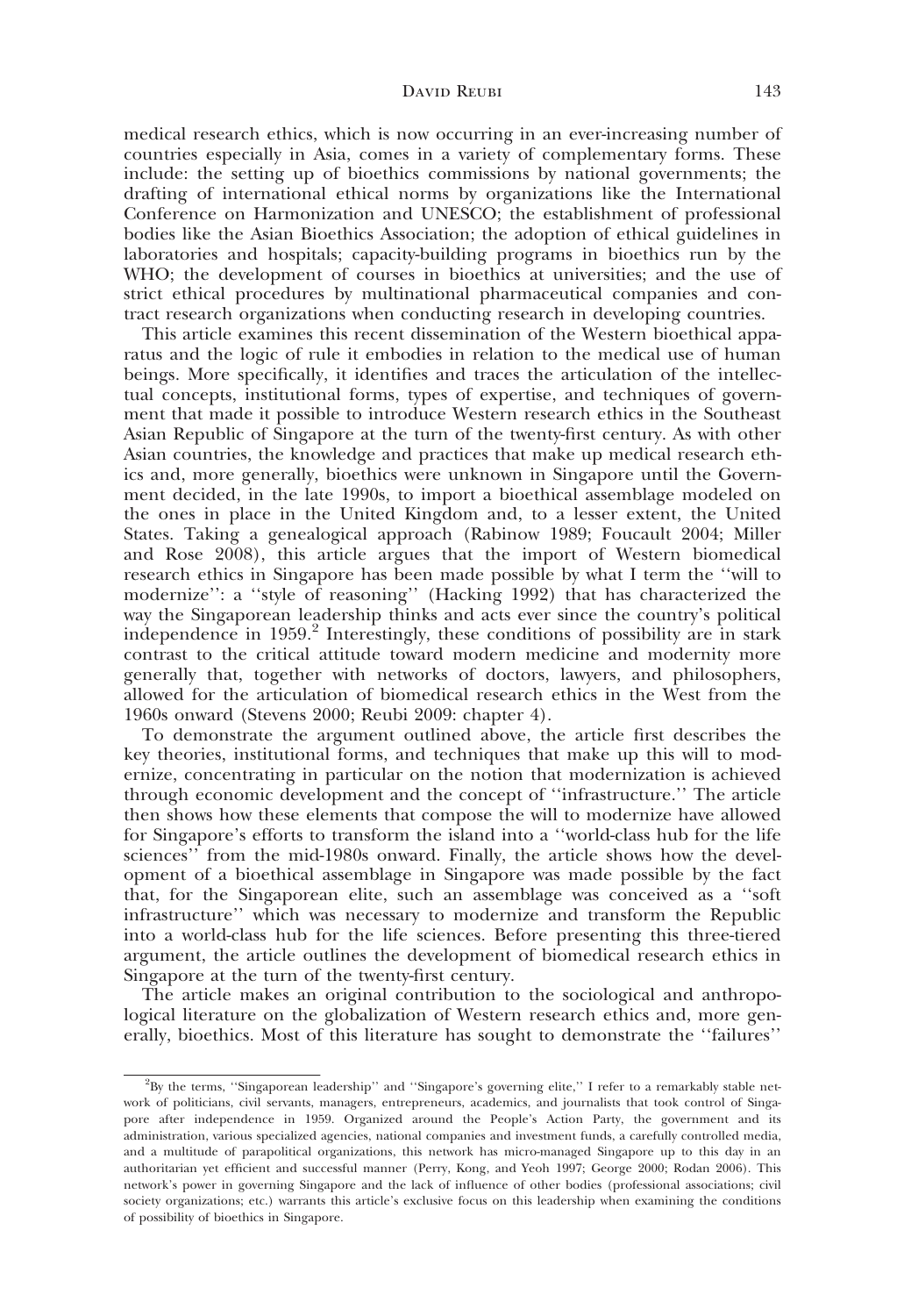medical research ethics, which is now occurring in an ever-increasing number of countries especially in Asia, comes in a variety of complementary forms. These include: the setting up of bioethics commissions by national governments; the drafting of international ethical norms by organizations like the International Conference on Harmonization and UNESCO; the establishment of professional bodies like the Asian Bioethics Association; the adoption of ethical guidelines in laboratories and hospitals; capacity-building programs in bioethics run by the WHO; the development of courses in bioethics at universities; and the use of strict ethical procedures by multinational pharmaceutical companies and contract research organizations when conducting research in developing countries.

This article examines this recent dissemination of the Western bioethical apparatus and the logic of rule it embodies in relation to the medical use of human beings. More specifically, it identifies and traces the articulation of the intellectual concepts, institutional forms, types of expertise, and techniques of government that made it possible to introduce Western research ethics in the Southeast Asian Republic of Singapore at the turn of the twenty-first century. As with other Asian countries, the knowledge and practices that make up medical research ethics and, more generally, bioethics were unknown in Singapore until the Government decided, in the late 1990s, to import a bioethical assemblage modeled on the ones in place in the United Kingdom and, to a lesser extent, the United States. Taking a genealogical approach (Rabinow 1989; Foucault 2004; Miller and Rose 2008), this article argues that the import of Western biomedical research ethics in Singapore has been made possible by what I term the ''will to modernize'': a ''style of reasoning'' (Hacking 1992) that has characterized the way the Singaporean leadership thinks and acts ever since the country's political independence in 1959.[2] Interestingly, these conditions of possibility are in stark contrast to the critical attitude toward modern medicine and modernity more generally that, together with networks of doctors, lawyers, and philosophers, allowed for the articulation of biomedical research ethics in the West from the 1960s onward (Stevens 2000; Reubi 2009: chapter 4).

To demonstrate the argument outlined above, the article first describes the key theories, institutional forms, and techniques that make up this will to modernize, concentrating in particular on the notion that modernization is achieved through economic development and the concept of ''infrastructure.'' The article then shows how these elements that compose the will to modernize have allowed for Singapore's efforts to transform the island into a ''world-class hub for the life sciences'' from the mid-1980s onward. Finally, the article shows how the development of a bioethical assemblage in Singapore was made possible by the fact that, for the Singaporean elite, such an assemblage was conceived as a ''soft infrastructure'' which was necessary to modernize and transform the Republic into a world-class hub for the life sciences. Before presenting this three-tiered argument, the article outlines the development of biomedical research ethics in Singapore at the turn of the twenty-first century.

The article makes an original contribution to the sociological and anthropological literature on the globalization of Western research ethics and, more generally, bioethics. Most of this literature has sought to demonstrate the ''failures''

[2] By the terms, ''Singaporean leadership'' and ''Singapore's governing elite,'' I refer to a remarkably stable network of politicians, civil servants, managers, entrepreneurs, academics, and journalists that took control of Singapore after independence in 1959. Organized around the People's Action Party, the government and its administration, various specialized agencies, national companies and investment funds, a carefully controlled media, and a multitude of parapolitical organizations, this network has micro-managed Singapore up to this day in an authoritarian yet efficient and successful manner (Perry, Kong, and Yeoh 1997; George 2000; Rodan 2006). This network's power in governing Singapore and the lack of influence of other bodies (professional associations; civil society organizations; etc.) warrants this article's exclusive focus on this leadership when examining the conditions of possibility of bioethics in Singapore.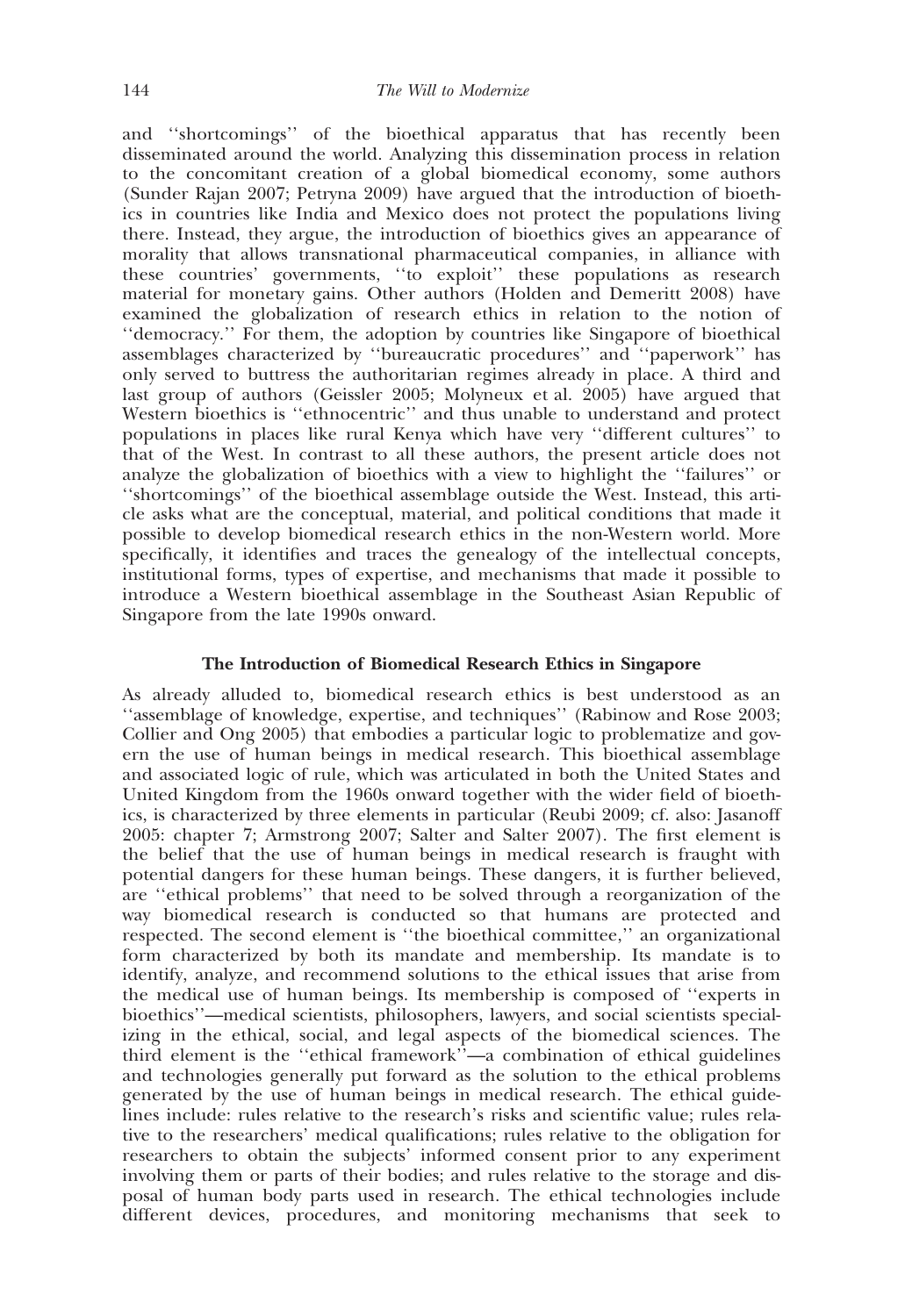and ''shortcomings'' of the bioethical apparatus that has recently been disseminated around the world. Analyzing this dissemination process in relation to the concomitant creation of a global biomedical economy, some authors (Sunder Rajan 2007; Petryna 2009) have argued that the introduction of bioethics in countries like India and Mexico does not protect the populations living there. Instead, they argue, the introduction of bioethics gives an appearance of morality that allows transnational pharmaceutical companies, in alliance with these countries' governments, ''to exploit'' these populations as research material for monetary gains. Other authors (Holden and Demeritt 2008) have examined the globalization of research ethics in relation to the notion of ''democracy.'' For them, the adoption by countries like Singapore of bioethical assemblages characterized by ''bureaucratic procedures'' and ''paperwork'' has only served to buttress the authoritarian regimes already in place. A third and last group of authors (Geissler 2005; Molyneux et al. 2005) have argued that Western bioethics is ''ethnocentric'' and thus unable to understand and protect populations in places like rural Kenya which have very ''different cultures'' to that of the West. In contrast to all these authors, the present article does not analyze the globalization of bioethics with a view to highlight the ''failures'' or ''shortcomings'' of the bioethical assemblage outside the West. Instead, this article asks what are the conceptual, material, and political conditions that made it possible to develop biomedical research ethics in the non-Western world. More specifically, it identifies and traces the genealogy of the intellectual concepts, institutional forms, types of expertise, and mechanisms that made it possible to introduce a Western bioethical assemblage in the Southeast Asian Republic of Singapore from the late 1990s onward.

## The Introduction of Biomedical Research Ethics in Singapore

As already alluded to, biomedical research ethics is best understood as an ''assemblage of knowledge, expertise, and techniques'' (Rabinow and Rose 2003; Collier and Ong 2005) that embodies a particular logic to problematize and govern the use of human beings in medical research. This bioethical assemblage and associated logic of rule, which was articulated in both the United States and United Kingdom from the 1960s onward together with the wider field of bioethics, is characterized by three elements in particular (Reubi 2009; cf. also: Jasanoff 2005: chapter 7; Armstrong 2007; Salter and Salter 2007). The first element is the belief that the use of human beings in medical research is fraught with potential dangers for these human beings. These dangers, it is further believed, are ''ethical problems'' that need to be solved through a reorganization of the way biomedical research is conducted so that humans are protected and respected. The second element is ''the bioethical committee,'' an organizational form characterized by both its mandate and membership. Its mandate is to identify, analyze, and recommend solutions to the ethical issues that arise from the medical use of human beings. Its membership is composed of ''experts in bioethics''—medical scientists, philosophers, lawyers, and social scientists specializing in the ethical, social, and legal aspects of the biomedical sciences. The third element is the ''ethical framework''—a combination of ethical guidelines and technologies generally put forward as the solution to the ethical problems generated by the use of human beings in medical research. The ethical guidelines include: rules relative to the research's risks and scientific value; rules relative to the researchers' medical qualifications; rules relative to the obligation for researchers to obtain the subjects' informed consent prior to any experiment involving them or parts of their bodies; and rules relative to the storage and disposal of human body parts used in research. The ethical technologies include different devices, procedures, and monitoring mechanisms that seek to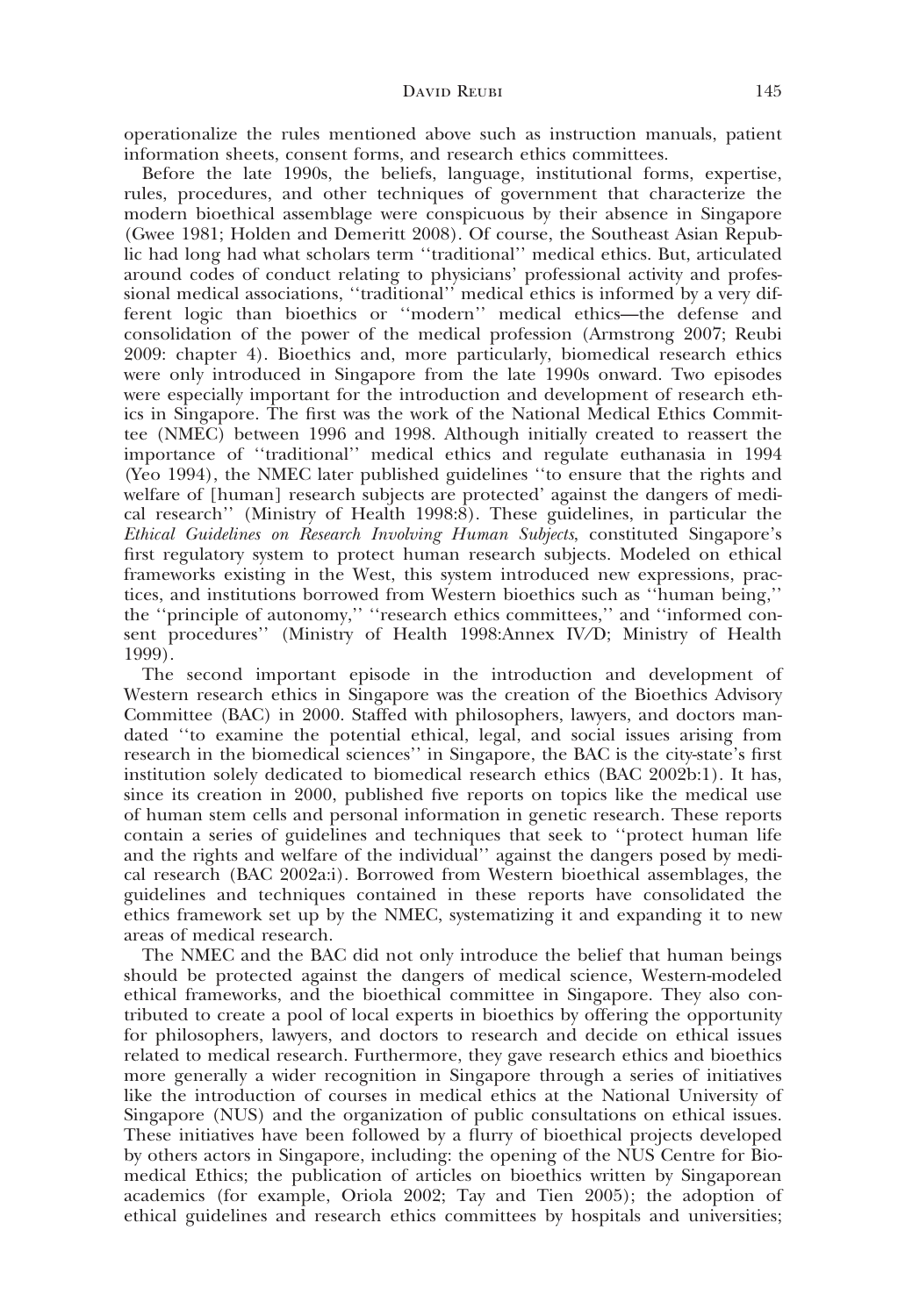operationalize the rules mentioned above such as instruction manuals, patient information sheets, consent forms, and research ethics committees.

Before the late 1990s, the beliefs, language, institutional forms, expertise, rules, procedures, and other techniques of government that characterize the modern bioethical assemblage were conspicuous by their absence in Singapore (Gwee 1981; Holden and Demeritt 2008). Of course, the Southeast Asian Republic had long had what scholars term ''traditional'' medical ethics. But, articulated around codes of conduct relating to physicians' professional activity and professional medical associations, ''traditional'' medical ethics is informed by a very different logic than bioethics or ''modern'' medical ethics—the defense and consolidation of the power of the medical profession (Armstrong 2007; Reubi 2009: chapter 4). Bioethics and, more particularly, biomedical research ethics were only introduced in Singapore from the late 1990s onward. Two episodes were especially important for the introduction and development of research ethics in Singapore. The first was the work of the National Medical Ethics Committee (NMEC) between 1996 and 1998. Although initially created to reassert the importance of ''traditional'' medical ethics and regulate euthanasia in 1994 (Yeo 1994), the NMEC later published guidelines ''to ensure that the rights and welfare of [human] research subjects are protected' against the dangers of medical research'' (Ministry of Health 1998:8). These guidelines, in particular the *Ethical Guidelines on Research Involving Human Subjects*, constituted Singapore's first regulatory system to protect human research subjects. Modeled on ethical frameworks existing in the West, this system introduced new expressions, practices, and institutions borrowed from Western bioethics such as ''human being,'' the ''principle of autonomy,'' ''research ethics committees,'' and ''informed consent procedures'' (Ministry of Health 1998:Annex IV/D; Ministry of Health 1999).

The second important episode in the introduction and development of Western research ethics in Singapore was the creation of the Bioethics Advisory Committee (BAC) in 2000. Staffed with philosophers, lawyers, and doctors mandated ''to examine the potential ethical, legal, and social issues arising from research in the biomedical sciences'' in Singapore, the BAC is the city-state's first institution solely dedicated to biomedical research ethics (BAC 2002b:1). It has, since its creation in 2000, published five reports on topics like the medical use of human stem cells and personal information in genetic research. These reports contain a series of guidelines and techniques that seek to ''protect human life and the rights and welfare of the individual'' against the dangers posed by medical research (BAC 2002a:i). Borrowed from Western bioethical assemblages, the guidelines and techniques contained in these reports have consolidated the ethics framework set up by the NMEC, systematizing it and expanding it to new areas of medical research.

The NMEC and the BAC did not only introduce the belief that human beings should be protected against the dangers of medical science, Western-modeled ethical frameworks, and the bioethical committee in Singapore. They also contributed to create a pool of local experts in bioethics by offering the opportunity for philosophers, lawyers, and doctors to research and decide on ethical issues related to medical research. Furthermore, they gave research ethics and bioethics more generally a wider recognition in Singapore through a series of initiatives like the introduction of courses in medical ethics at the National University of Singapore (NUS) and the organization of public consultations on ethical issues. These initiatives have been followed by a flurry of bioethical projects developed by others actors in Singapore, including: the opening of the NUS Centre for Biomedical Ethics; the publication of articles on bioethics written by Singaporean academics (for example, Oriola 2002; Tay and Tien 2005); the adoption of ethical guidelines and research ethics committees by hospitals and universities;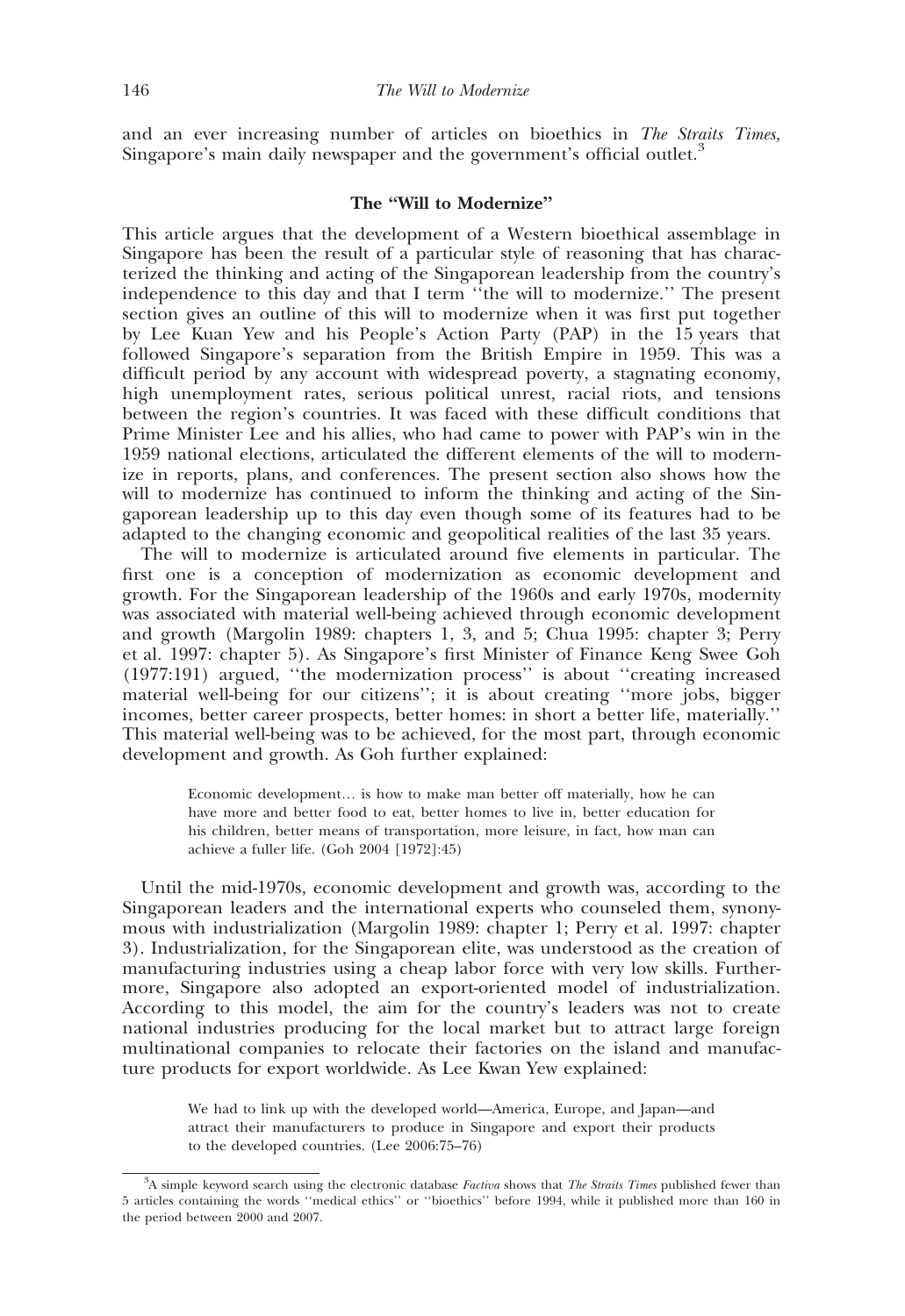and an ever increasing number of articles on bioethics in *The Straits Times,* Singapore's main daily newspaper and the government's official outlet.[3]

## The "Will to Modernize"

This article argues that the development of a Western bioethical assemblage in Singapore has been the result of a particular style of reasoning that has characterized the thinking and acting of the Singaporean leadership from the country's independence to this day and that I term ''the will to modernize.'' The present section gives an outline of this will to modernize when it was first put together by Lee Kuan Yew and his People's Action Party (PAP) in the 15 years that followed Singapore's separation from the British Empire in 1959. This was a difficult period by any account with widespread poverty, a stagnating economy, high unemployment rates, serious political unrest, racial riots, and tensions between the region's countries. It was faced with these difficult conditions that Prime Minister Lee and his allies, who had came to power with PAP's win in the 1959 national elections, articulated the different elements of the will to modernize in reports, plans, and conferences. The present section also shows how the will to modernize has continued to inform the thinking and acting of the Singaporean leadership up to this day even though some of its features had to be adapted to the changing economic and geopolitical realities of the last 35 years.

The will to modernize is articulated around five elements in particular. The first one is a conception of modernization as economic development and growth. For the Singaporean leadership of the 1960s and early 1970s, modernity was associated with material well-being achieved through economic development and growth (Margolin 1989: chapters 1, 3, and 5; Chua 1995: chapter 3; Perry et al. 1997: chapter 5). As Singapore's first Minister of Finance Keng Swee Goh (1977:191) argued, ''the modernization process'' is about ''creating increased material well-being for our citizens''; it is about creating ''more jobs, bigger incomes, better career prospects, better homes: in short a better life, materially.'' This material well-being was to be achieved, for the most part, through economic development and growth. As Goh further explained:

> Economic development… is how to make man better off materially, how he can have more and better food to eat, better homes to live in, better education for his children, better means of transportation, more leisure, in fact, how man can achieve a fuller life. (Goh 2004 [1972]:45)

Until the mid-1970s, economic development and growth was, according to the Singaporean leaders and the international experts who counseled them, synonymous with industrialization (Margolin 1989: chapter 1; Perry et al. 1997: chapter 3). Industrialization, for the Singaporean elite, was understood as the creation of manufacturing industries using a cheap labor force with very low skills. Furthermore, Singapore also adopted an export-oriented model of industrialization. According to this model, the aim for the country's leaders was not to create national industries producing for the local market but to attract large foreign multinational companies to relocate their factories on the island and manufacture products for export worldwide. As Lee Kwan Yew explained:

> We had to link up with the developed world—America, Europe, and Japan—and attract their manufacturers to produce in Singapore and export their products to the developed countries. (Lee 2006:75–76)

[3] A simple keyword search using the electronic database *Factiva* shows that *The Straits Times* published fewer than 5 articles containing the words ''medical ethics'' or ''bioethics'' before 1994, while it published more than 160 in the period between 2000 and 2007.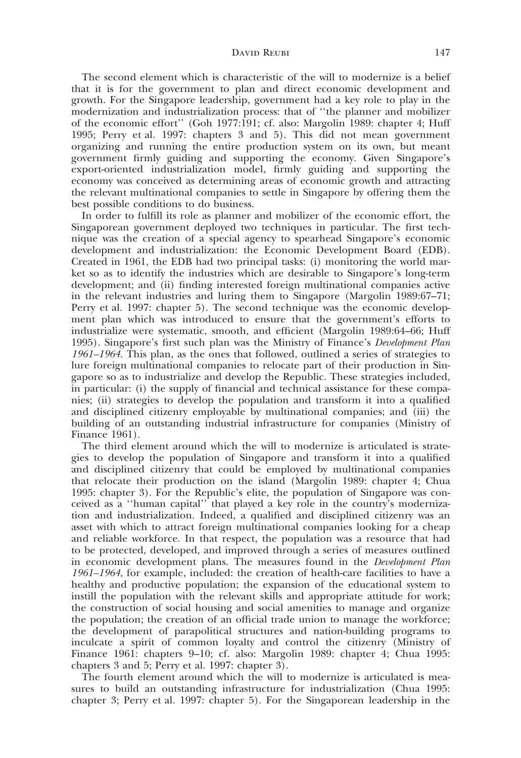The second element which is characteristic of the will to modernize is a belief that it is for the government to plan and direct economic development and growth. For the Singapore leadership, government had a key role to play in the modernization and industrialization process: that of ''the planner and mobilizer of the economic effort'' (Goh 1977:191; cf. also: Margolin 1989: chapter 4; Huff 1995; Perry et al. 1997: chapters 3 and 5). This did not mean government organizing and running the entire production system on its own, but meant government firmly guiding and supporting the economy. Given Singapore's export-oriented industrialization model, firmly guiding and supporting the economy was conceived as determining areas of economic growth and attracting the relevant multinational companies to settle in Singapore by offering them the best possible conditions to do business.

In order to fulfill its role as planner and mobilizer of the economic effort, the Singaporean government deployed two techniques in particular. The first technique was the creation of a special agency to spearhead Singapore's economic development and industrialization: the Economic Development Board (EDB). Created in 1961, the EDB had two principal tasks: (i) monitoring the world market so as to identify the industries which are desirable to Singapore's long-term development; and (ii) finding interested foreign multinational companies active in the relevant industries and luring them to Singapore (Margolin 1989:67–71; Perry et al. 1997: chapter 5). The second technique was the economic development plan which was introduced to ensure that the government's efforts to industrialize were systematic, smooth, and efficient (Margolin 1989:64–66; Huff 1995). Singapore's first such plan was the Ministry of Finance's *Development Plan 1961–1964*. This plan, as the ones that followed, outlined a series of strategies to lure foreign multinational companies to relocate part of their production in Singapore so as to industrialize and develop the Republic. These strategies included, in particular: (i) the supply of financial and technical assistance for these companies; (ii) strategies to develop the population and transform it into a qualified and disciplined citizenry employable by multinational companies; and (iii) the building of an outstanding industrial infrastructure for companies (Ministry of Finance 1961).

The third element around which the will to modernize is articulated is strategies to develop the population of Singapore and transform it into a qualified and disciplined citizenry that could be employed by multinational companies that relocate their production on the island (Margolin 1989: chapter 4; Chua 1995: chapter 3). For the Republic's elite, the population of Singapore was conceived as a ''human capital'' that played a key role in the country's modernization and industrialization. Indeed, a qualified and disciplined citizenry was an asset with which to attract foreign multinational companies looking for a cheap and reliable workforce. In that respect, the population was a resource that had to be protected, developed, and improved through a series of measures outlined in economic development plans. The measures found in the *Development Plan 1961–1964*, for example, included: the creation of health-care facilities to have a healthy and productive population; the expansion of the educational system to instill the population with the relevant skills and appropriate attitude for work; the construction of social housing and social amenities to manage and organize the population; the creation of an official trade union to manage the workforce; the development of parapolitical structures and nation-building programs to inculcate a spirit of common loyalty and control the citizenry (Ministry of Finance 1961: chapters 9–10; cf. also: Margolin 1989: chapter 4; Chua 1995: chapters 3 and 5; Perry et al. 1997: chapter 3).

The fourth element around which the will to modernize is articulated is measures to build an outstanding infrastructure for industrialization (Chua 1995: chapter 3; Perry et al. 1997: chapter 5). For the Singaporean leadership in the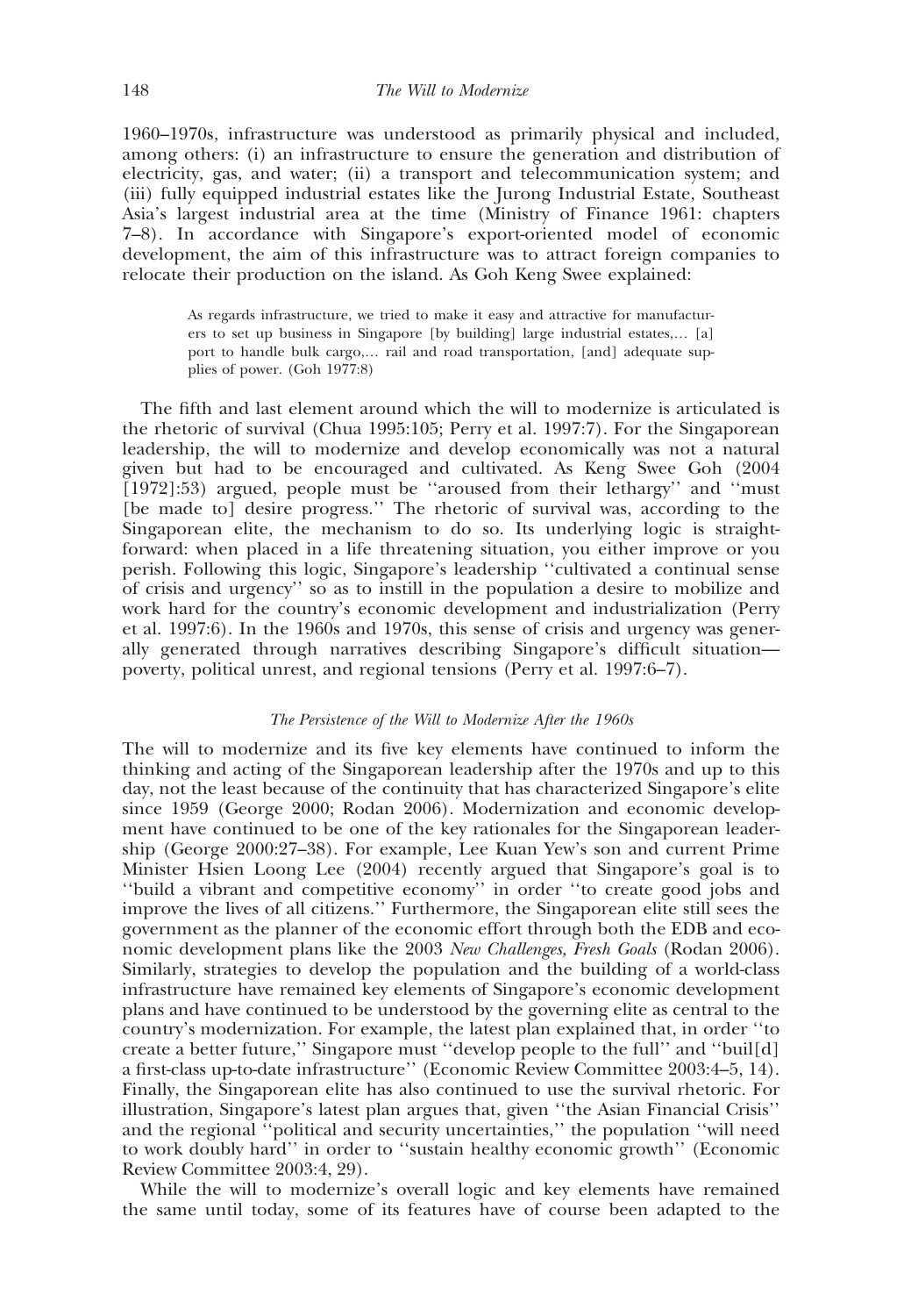1960–1970s, infrastructure was understood as primarily physical and included, among others: (i) an infrastructure to ensure the generation and distribution of electricity, gas, and water; (ii) a transport and telecommunication system; and (iii) fully equipped industrial estates like the Jurong Industrial Estate, Southeast Asia's largest industrial area at the time (Ministry of Finance 1961: chapters 7–8). In accordance with Singapore's export-oriented model of economic development, the aim of this infrastructure was to attract foreign companies to relocate their production on the island. As Goh Keng Swee explained:

> As regards infrastructure, we tried to make it easy and attractive for manufacturers to set up business in Singapore [by building] large industrial estates,... [a] port to handle bulk cargo,... rail and road transportation, [and] adequate supplies of power. (Goh 1977:8)

The fifth and last element around which the will to modernize is articulated is the rhetoric of survival (Chua 1995:105; Perry et al. 1997:7). For the Singaporean leadership, the will to modernize and develop economically was not a natural given but had to be encouraged and cultivated. As Keng Swee Goh (2004 [1972]:53) argued, people must be ''aroused from their lethargy'' and ''must [be made to] desire progress.'' The rhetoric of survival was, according to the Singaporean elite, the mechanism to do so. Its underlying logic is straightforward: when placed in a life threatening situation, you either improve or you perish. Following this logic, Singapore's leadership ''cultivated a continual sense of crisis and urgency'' so as to instill in the population a desire to mobilize and work hard for the country's economic development and industrialization (Perry et al. 1997:6). In the 1960s and 1970s, this sense of crisis and urgency was generally generated through narratives describing Singapore's difficult situation—poverty, political unrest, and regional tensions (Perry et al. 1997:6–7).

### *The Persistence of the Will to Modernize After the 1960s*

The will to modernize and its five key elements have continued to inform the thinking and acting of the Singaporean leadership after the 1970s and up to this day, not the least because of the continuity that has characterized Singapore's elite since 1959 (George 2000; Rodan 2006). Modernization and economic development have continued to be one of the key rationales for the Singaporean leadership (George 2000:27–38). For example, Lee Kuan Yew's son and current Prime Minister Hsien Loong Lee (2004) recently argued that Singapore's goal is to ''build a vibrant and competitive economy'' in order ''to create good jobs and improve the lives of all citizens.'' Furthermore, the Singaporean elite still sees the government as the planner of the economic effort through both the EDB and economic development plans like the 2003 *New Challenges, Fresh Goals* (Rodan 2006). Similarly, strategies to develop the population and the building of a world-class infrastructure have remained key elements of Singapore's economic development plans and have continued to be understood by the governing elite as central to the country's modernization. For example, the latest plan explained that, in order ''to create a better future,'' Singapore must ''develop people to the full'' and ''buil[d] a first-class up-to-date infrastructure'' (Economic Review Committee 2003:4–5, 14). Finally, the Singaporean elite has also continued to use the survival rhetoric. For illustration, Singapore's latest plan argues that, given ''the Asian Financial Crisis'' and the regional ''political and security uncertainties,'' the population ''will need to work doubly hard'' in order to ''sustain healthy economic growth'' (Economic Review Committee 2003:4, 29).

While the will to modernize's overall logic and key elements have remained the same until today, some of its features have of course been adapted to the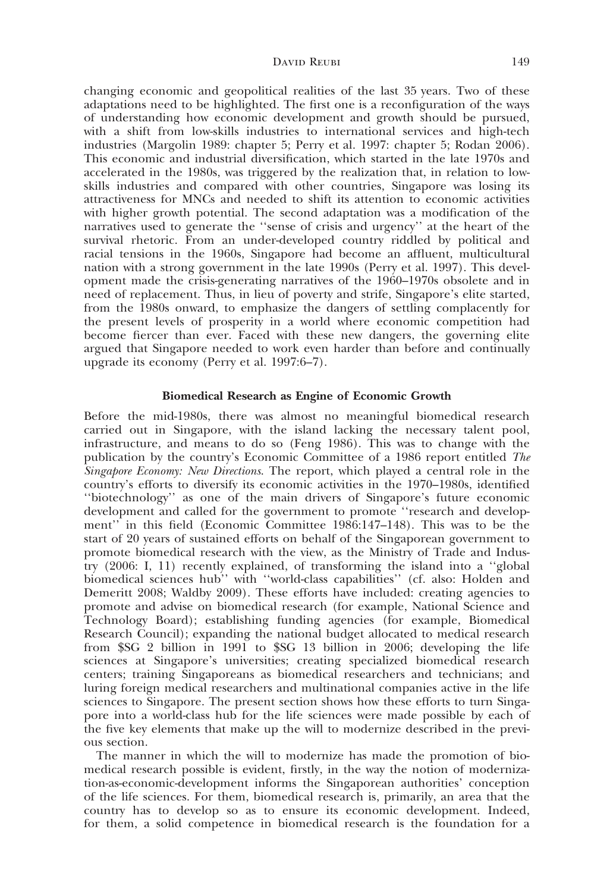changing economic and geopolitical realities of the last 35 years. Two of these adaptations need to be highlighted. The first one is a reconfiguration of the ways of understanding how economic development and growth should be pursued, with a shift from low-skills industries to international services and high-tech industries (Margolin 1989: chapter 5; Perry et al. 1997: chapter 5; Rodan 2006). This economic and industrial diversification, which started in the late 1970s and accelerated in the 1980s, was triggered by the realization that, in relation to low-skills industries and compared with other countries, Singapore was losing its attractiveness for MNCs and needed to shift its attention to economic activities with higher growth potential. The second adaptation was a modification of the narratives used to generate the ''sense of crisis and urgency'' at the heart of the survival rhetoric. From an under-developed country riddled by political and racial tensions in the 1960s, Singapore had become an affluent, multicultural nation with a strong government in the late 1990s (Perry et al. 1997). This development made the crisis-generating narratives of the 1960–1970s obsolete and in need of replacement. Thus, in lieu of poverty and strife, Singapore's elite started, from the 1980s onward, to emphasize the dangers of settling complacently for the present levels of prosperity in a world where economic competition had become fiercer than ever. Faced with these new dangers, the governing elite argued that Singapore needed to work even harder than before and continually upgrade its economy (Perry et al. 1997:6–7).

## Biomedical Research as Engine of Economic Growth

Before the mid-1980s, there was almost no meaningful biomedical research carried out in Singapore, with the island lacking the necessary talent pool, infrastructure, and means to do so (Feng 1986). This was to change with the publication by the country's Economic Committee of a 1986 report entitled *The Singapore Economy: New Directions*. The report, which played a central role in the country's efforts to diversify its economic activities in the 1970–1980s, identified ''biotechnology'' as one of the main drivers of Singapore's future economic development and called for the government to promote ''research and development'' in this field (Economic Committee 1986:147–148). This was to be the start of 20 years of sustained efforts on behalf of the Singaporean government to promote biomedical research with the view, as the Ministry of Trade and Industry (2006: I, 11) recently explained, of transforming the island into a ''global biomedical sciences hub'' with ''world-class capabilities'' (cf. also: Holden and Demeritt 2008; Waldby 2009). These efforts have included: creating agencies to promote and advise on biomedical research (for example, National Science and Technology Board); establishing funding agencies (for example, Biomedical Research Council); expanding the national budget allocated to medical research from $SG 2 billion in 1991 to $SG 13 billion in 2006; developing the life sciences at Singapore's universities; creating specialized biomedical research centers; training Singaporeans as biomedical researchers and technicians; and luring foreign medical researchers and multinational companies active in the life sciences to Singapore. The present section shows how these efforts to turn Singapore into a world-class hub for the life sciences were made possible by each of the five key elements that make up the will to modernize described in the previous section.

The manner in which the will to modernize has made the promotion of biomedical research possible is evident, firstly, in the way the notion of modernization-as-economic-development informs the Singaporean authorities' conception of the life sciences. For them, biomedical research is, primarily, an area that the country has to develop so as to ensure its economic development. Indeed, for them, a solid competence in biomedical research is the foundation for a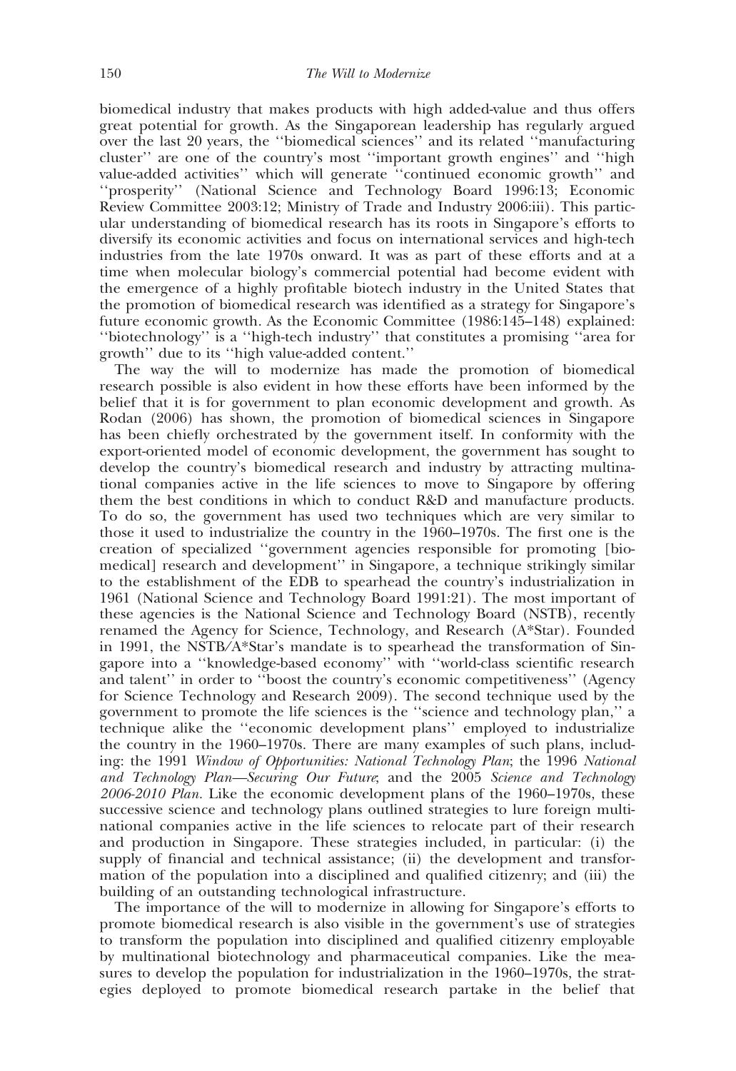biomedical industry that makes products with high added-value and thus offers great potential for growth. As the Singaporean leadership has regularly argued over the last 20 years, the ''biomedical sciences'' and its related ''manufacturing cluster'' are one of the country's most ''important growth engines'' and ''high value-added activities'' which will generate ''continued economic growth'' and ''prosperity'' (National Science and Technology Board 1996:13; Economic Review Committee 2003:12; Ministry of Trade and Industry 2006:iii). This particular understanding of biomedical research has its roots in Singapore's efforts to diversify its economic activities and focus on international services and high-tech industries from the late 1970s onward. It was as part of these efforts and at a time when molecular biology's commercial potential had become evident with the emergence of a highly profitable biotech industry in the United States that the promotion of biomedical research was identified as a strategy for Singapore's future economic growth. As the Economic Committee (1986:145–148) explained: ''biotechnology'' is a ''high-tech industry'' that constitutes a promising ''area for growth'' due to its ''high value-added content.''

The way the will to modernize has made the promotion of biomedical research possible is also evident in how these efforts have been informed by the belief that it is for government to plan economic development and growth. As Rodan (2006) has shown, the promotion of biomedical sciences in Singapore has been chiefly orchestrated by the government itself. In conformity with the export-oriented model of economic development, the government has sought to develop the country's biomedical research and industry by attracting multinational companies active in the life sciences to move to Singapore by offering them the best conditions in which to conduct R&D and manufacture products. To do so, the government has used two techniques which are very similar to those it used to industrialize the country in the 1960–1970s. The first one is the creation of specialized ''government agencies responsible for promoting [biomedical] research and development'' in Singapore, a technique strikingly similar to the establishment of the EDB to spearhead the country's industrialization in 1961 (National Science and Technology Board 1991:21). The most important of these agencies is the National Science and Technology Board (NSTB), recently renamed the Agency for Science, Technology, and Research (A*Star). Founded in 1991, the NSTB/A*Star's mandate is to spearhead the transformation of Singapore into a ''knowledge-based economy'' with ''world-class scientific research and talent'' in order to ''boost the country's economic competitiveness'' (Agency for Science Technology and Research 2009). The second technique used by the government to promote the life sciences is the ''science and technology plan,'' a technique alike the ''economic development plans'' employed to industrialize the country in the 1960–1970s. There are many examples of such plans, including: the 1991 *Window of Opportunities: National Technology Plan*; the 1996 *National and Technology Plan—Securing Our Future*; and the 2005 *Science and Technology 2006-2010 Plan*. Like the economic development plans of the 1960–1970s, these successive science and technology plans outlined strategies to lure foreign multinational companies active in the life sciences to relocate part of their research and production in Singapore. These strategies included, in particular: (i) the supply of financial and technical assistance; (ii) the development and transformation of the population into a disciplined and qualified citizenry; and (iii) the building of an outstanding technological infrastructure.

The importance of the will to modernize in allowing for Singapore's efforts to promote biomedical research is also visible in the government's use of strategies to transform the population into disciplined and qualified citizenry employable by multinational biotechnology and pharmaceutical companies. Like the measures to develop the population for industrialization in the 1960–1970s, the strategies deployed to promote biomedical research partake in the belief that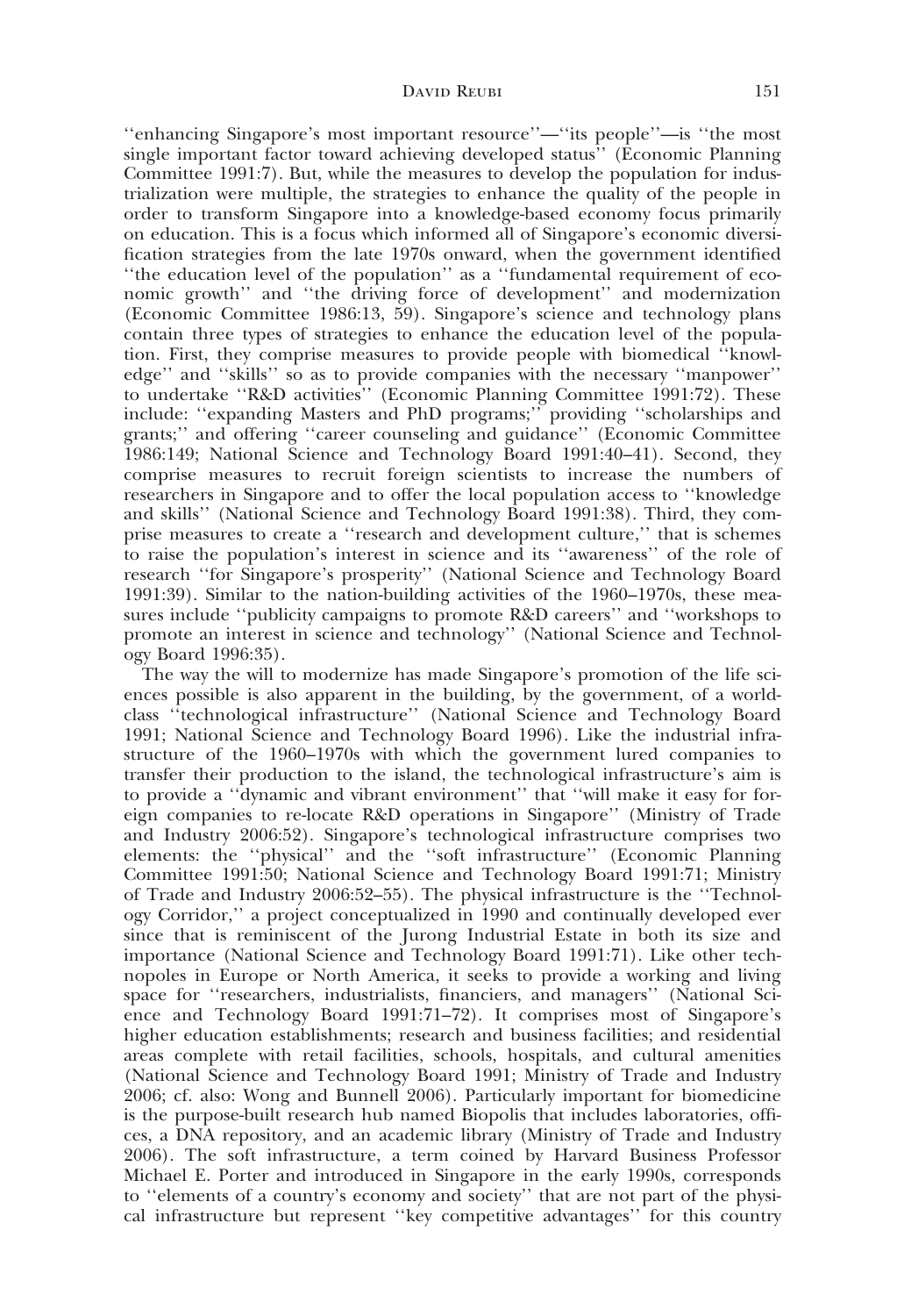''enhancing Singapore's most important resource''—''its people''—is ''the most single important factor toward achieving developed status'' (Economic Planning Committee 1991:7). But, while the measures to develop the population for industrialization were multiple, the strategies to enhance the quality of the people in order to transform Singapore into a knowledge-based economy focus primarily on education. This is a focus which informed all of Singapore's economic diversification strategies from the late 1970s onward, when the government identified ''the education level of the population'' as a ''fundamental requirement of economic growth'' and ''the driving force of development'' and modernization (Economic Committee 1986:13, 59). Singapore's science and technology plans contain three types of strategies to enhance the education level of the population. First, they comprise measures to provide people with biomedical ''knowledge'' and ''skills'' so as to provide companies with the necessary ''manpower'' to undertake ''R&D activities'' (Economic Planning Committee 1991:72). These include: ''expanding Masters and PhD programs;'' providing ''scholarships and grants;'' and offering ''career counseling and guidance'' (Economic Committee 1986:149; National Science and Technology Board 1991:40–41). Second, they comprise measures to recruit foreign scientists to increase the numbers of researchers in Singapore and to offer the local population access to ''knowledge and skills'' (National Science and Technology Board 1991:38). Third, they comprise measures to create a ''research and development culture,'' that is schemes to raise the population's interest in science and its ''awareness'' of the role of research ''for Singapore's prosperity'' (National Science and Technology Board 1991:39). Similar to the nation-building activities of the 1960–1970s, these measures include ''publicity campaigns to promote R&D careers'' and ''workshops to promote an interest in science and technology'' (National Science and Technology Board 1996:35).

The way the will to modernize has made Singapore's promotion of the life sciences possible is also apparent in the building, by the government, of a world-class ''technological infrastructure'' (National Science and Technology Board 1991; National Science and Technology Board 1996). Like the industrial infrastructure of the 1960–1970s with which the government lured companies to transfer their production to the island, the technological infrastructure's aim is to provide a ''dynamic and vibrant environment'' that ''will make it easy for foreign companies to re-locate R&D operations in Singapore'' (Ministry of Trade and Industry 2006:52). Singapore's technological infrastructure comprises two elements: the ''physical'' and the ''soft infrastructure'' (Economic Planning Committee 1991:50; National Science and Technology Board 1991:71; Ministry of Trade and Industry 2006:52–55). The physical infrastructure is the ''Technology Corridor,'' a project conceptualized in 1990 and continually developed ever since that is reminiscent of the Jurong Industrial Estate in both its size and importance (National Science and Technology Board 1991:71). Like other technopoles in Europe or North America, it seeks to provide a working and living space for ''researchers, industrialists, financiers, and managers'' (National Science and Technology Board 1991:71–72). It comprises most of Singapore's higher education establishments; research and business facilities; and residential areas complete with retail facilities, schools, hospitals, and cultural amenities (National Science and Technology Board 1991; Ministry of Trade and Industry 2006; cf. also: Wong and Bunnell 2006). Particularly important for biomedicine is the purpose-built research hub named Biopolis that includes laboratories, offices, a DNA repository, and an academic library (Ministry of Trade and Industry 2006). The soft infrastructure, a term coined by Harvard Business Professor Michael E. Porter and introduced in Singapore in the early 1990s, corresponds to ''elements of a country's economy and society'' that are not part of the physical infrastructure but represent ''key competitive advantages'' for this country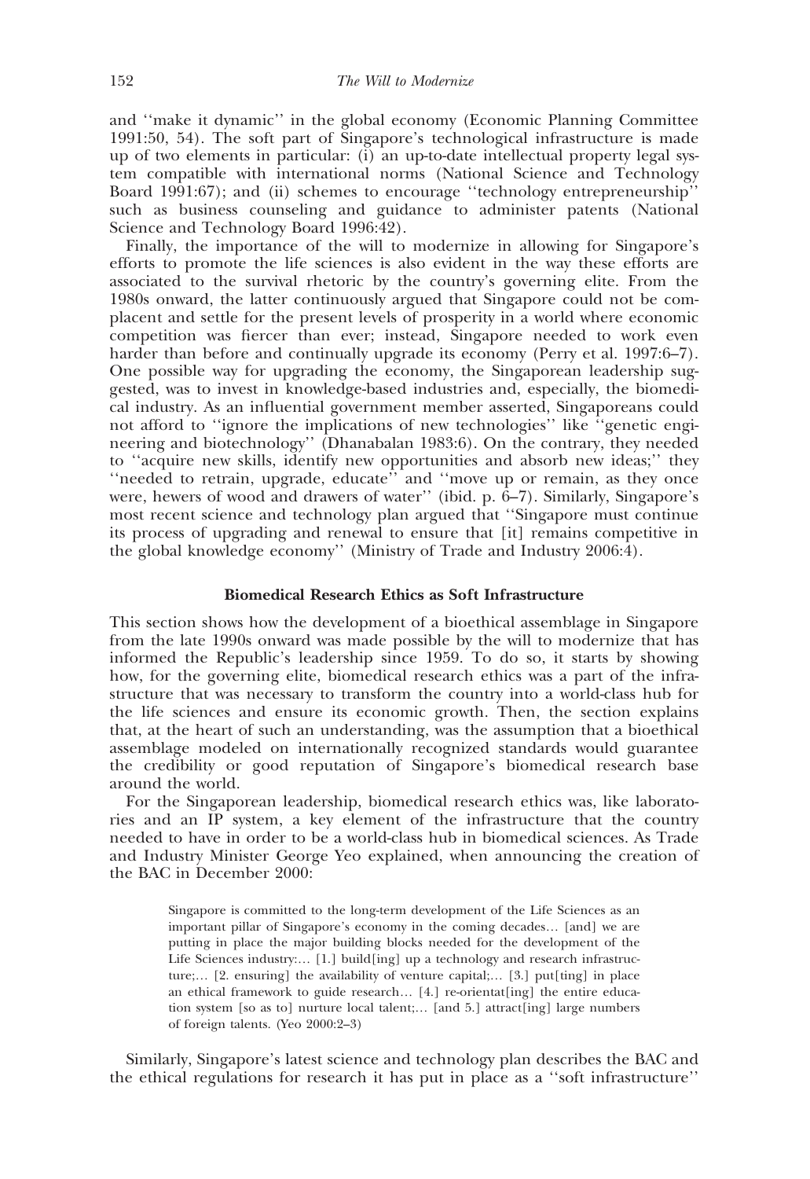and ''make it dynamic'' in the global economy (Economic Planning Committee 1991:50, 54). The soft part of Singapore's technological infrastructure is made up of two elements in particular: (i) an up-to-date intellectual property legal system compatible with international norms (National Science and Technology Board 1991:67); and (ii) schemes to encourage ''technology entrepreneurship'' such as business counseling and guidance to administer patents (National Science and Technology Board 1996:42).

Finally, the importance of the will to modernize in allowing for Singapore's efforts to promote the life sciences is also evident in the way these efforts are associated to the survival rhetoric by the country's governing elite. From the 1980s onward, the latter continuously argued that Singapore could not be complacent and settle for the present levels of prosperity in a world where economic competition was fiercer than ever; instead, Singapore needed to work even harder than before and continually upgrade its economy (Perry et al. 1997:6–7). One possible way for upgrading the economy, the Singaporean leadership suggested, was to invest in knowledge-based industries and, especially, the biomedical industry. As an influential government member asserted, Singaporeans could not afford to ''ignore the implications of new technologies'' like ''genetic engineering and biotechnology'' (Dhanabalan 1983:6). On the contrary, they needed to ''acquire new skills, identify new opportunities and absorb new ideas;'' they ''needed to retrain, upgrade, educate'' and ''move up or remain, as they once were, hewers of wood and drawers of water'' (ibid. p. 6–7). Similarly, Singapore's most recent science and technology plan argued that ''Singapore must continue its process of upgrading and renewal to ensure that [it] remains competitive in the global knowledge economy'' (Ministry of Trade and Industry 2006:4).

## Biomedical Research Ethics as Soft Infrastructure

This section shows how the development of a bioethical assemblage in Singapore from the late 1990s onward was made possible by the will to modernize that has informed the Republic's leadership since 1959. To do so, it starts by showing how, for the governing elite, biomedical research ethics was a part of the infrastructure that was necessary to transform the country into a world-class hub for the life sciences and ensure its economic growth. Then, the section explains that, at the heart of such an understanding, was the assumption that a bioethical assemblage modeled on internationally recognized standards would guarantee the credibility or good reputation of Singapore's biomedical research base around the world.

For the Singaporean leadership, biomedical research ethics was, like laboratories and an IP system, a key element of the infrastructure that the country needed to have in order to be a world-class hub in biomedical sciences. As Trade and Industry Minister George Yeo explained, when announcing the creation of the BAC in December 2000:

> Singapore is committed to the long-term development of the Life Sciences as an important pillar of Singapore's economy in the coming decades… [and] we are putting in place the major building blocks needed for the development of the Life Sciences industry:… [1.] build[ing] up a technology and research infrastructure;… [2. ensuring] the availability of venture capital;… [3.] put[ting] in place an ethical framework to guide research… [4.] re-orientat[ing] the entire education system [so as to] nurture local talent;… [and 5.] attract[ing] large numbers of foreign talents. (Yeo 2000:2–3)

Similarly, Singapore's latest science and technology plan describes the BAC and the ethical regulations for research it has put in place as a ''soft infrastructure''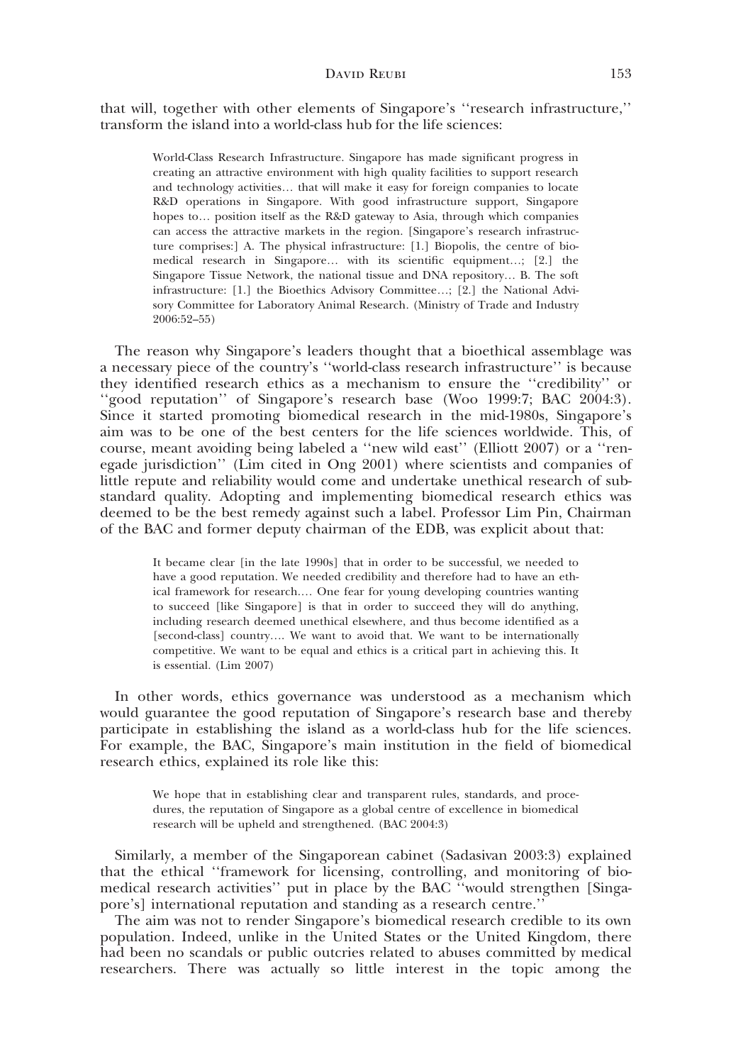that will, together with other elements of Singapore's ''research infrastructure,'' transform the island into a world-class hub for the life sciences:

> World-Class Research Infrastructure. Singapore has made significant progress in creating an attractive environment with high quality facilities to support research and technology activities… that will make it easy for foreign companies to locate R&D operations in Singapore. With good infrastructure support, Singapore hopes to… position itself as the R&D gateway to Asia, through which companies can access the attractive markets in the region. [Singapore's research infrastructure comprises:] A. The physical infrastructure: [1.] Biopolis, the centre of biomedical research in Singapore… with its scientific equipment…; [2.] the Singapore Tissue Network, the national tissue and DNA repository… B. The soft infrastructure: [1.] the Bioethics Advisory Committee…; [2.] the National Advisory Committee for Laboratory Animal Research. (Ministry of Trade and Industry 2006:52–55)

The reason why Singapore's leaders thought that a bioethical assemblage was a necessary piece of the country's ''world-class research infrastructure'' is because they identified research ethics as a mechanism to ensure the ''credibility'' or ''good reputation'' of Singapore's research base (Woo 1999:7; BAC 2004:3). Since it started promoting biomedical research in the mid-1980s, Singapore's aim was to be one of the best centers for the life sciences worldwide. This, of course, meant avoiding being labeled a ''new wild east'' (Elliott 2007) or a ''renegade jurisdiction'' (Lim cited in Ong 2001) where scientists and companies of little repute and reliability would come and undertake unethical research of substandard quality. Adopting and implementing biomedical research ethics was deemed to be the best remedy against such a label. Professor Lim Pin, Chairman of the BAC and former deputy chairman of the EDB, was explicit about that:

> It became clear [in the late 1990s] that in order to be successful, we needed to have a good reputation. We needed credibility and therefore had to have an ethical framework for research.… One fear for young developing countries wanting to succeed [like Singapore] is that in order to succeed they will do anything, including research deemed unethical elsewhere, and thus become identified as a [second-class] country…. We want to avoid that. We want to be internationally competitive. We want to be equal and ethics is a critical part in achieving this. It is essential. (Lim 2007)

In other words, ethics governance was understood as a mechanism which would guarantee the good reputation of Singapore's research base and thereby participate in establishing the island as a world-class hub for the life sciences. For example, the BAC, Singapore's main institution in the field of biomedical research ethics, explained its role like this:

> We hope that in establishing clear and transparent rules, standards, and procedures, the reputation of Singapore as a global centre of excellence in biomedical research will be upheld and strengthened. (BAC 2004:3)

Similarly, a member of the Singaporean cabinet (Sadasivan 2003:3) explained that the ethical ''framework for licensing, controlling, and monitoring of biomedical research activities'' put in place by the BAC ''would strengthen [Singapore's] international reputation and standing as a research centre.''

The aim was not to render Singapore's biomedical research credible to its own population. Indeed, unlike in the United States or the United Kingdom, there had been no scandals or public outcries related to abuses committed by medical researchers. There was actually so little interest in the topic among the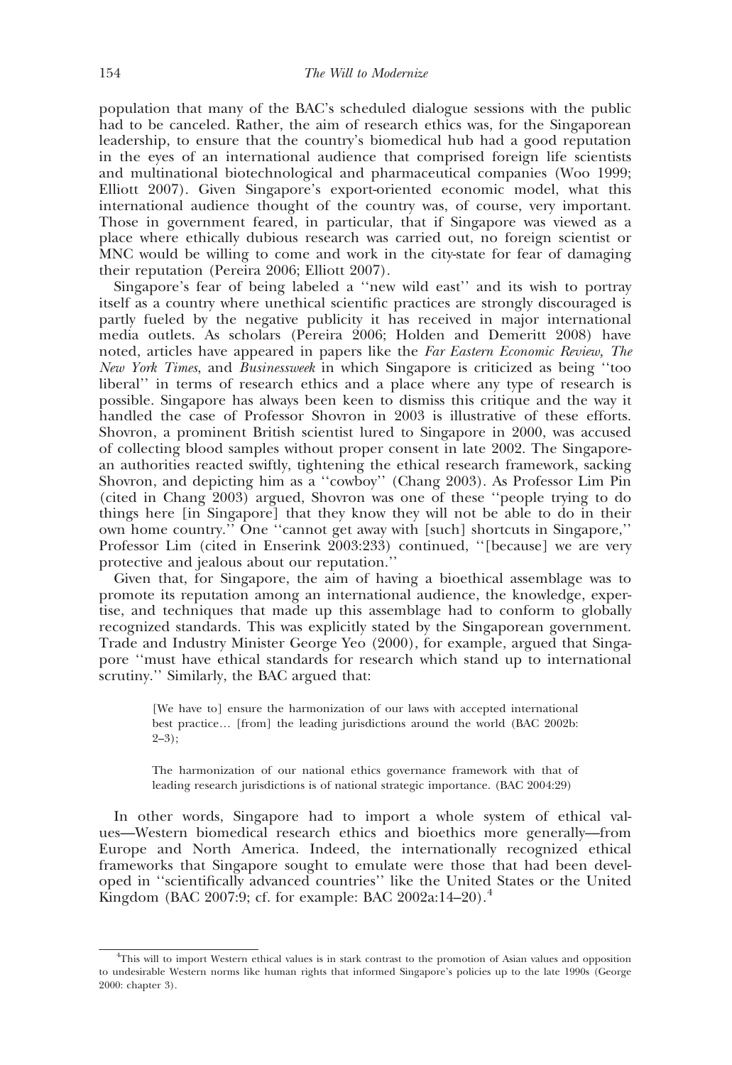population that many of the BAC's scheduled dialogue sessions with the public had to be canceled. Rather, the aim of research ethics was, for the Singaporean leadership, to ensure that the country's biomedical hub had a good reputation in the eyes of an international audience that comprised foreign life scientists and multinational biotechnological and pharmaceutical companies (Woo 1999; Elliott 2007). Given Singapore's export-oriented economic model, what this international audience thought of the country was, of course, very important. Those in government feared, in particular, that if Singapore was viewed as a place where ethically dubious research was carried out, no foreign scientist or MNC would be willing to come and work in the city-state for fear of damaging their reputation (Pereira 2006; Elliott 2007).

Singapore's fear of being labeled a ''new wild east'' and its wish to portray itself as a country where unethical scientific practices are strongly discouraged is partly fueled by the negative publicity it has received in major international media outlets. As scholars (Pereira 2006; Holden and Demeritt 2008) have noted, articles have appeared in papers like the *Far Eastern Economic Review, The New York Times*, and *Businessweek* in which Singapore is criticized as being ''too liberal'' in terms of research ethics and a place where any type of research is possible. Singapore has always been keen to dismiss this critique and the way it handled the case of Professor Shovron in 2003 is illustrative of these efforts. Shovron, a prominent British scientist lured to Singapore in 2000, was accused of collecting blood samples without proper consent in late 2002. The Singaporean authorities reacted swiftly, tightening the ethical research framework, sacking Shovron, and depicting him as a ''cowboy'' (Chang 2003). As Professor Lim Pin (cited in Chang 2003) argued, Shovron was one of these ''people trying to do things here [in Singapore] that they know they will not be able to do in their own home country.'' One ''cannot get away with [such] shortcuts in Singapore,'' Professor Lim (cited in Enserink 2003:233) continued, ''[because] we are very protective and jealous about our reputation.''

Given that, for Singapore, the aim of having a bioethical assemblage was to promote its reputation among an international audience, the knowledge, expertise, and techniques that made up this assemblage had to conform to globally recognized standards. This was explicitly stated by the Singaporean government. Trade and Industry Minister George Yeo (2000), for example, argued that Singapore ''must have ethical standards for research which stand up to international scrutiny.'' Similarly, the BAC argued that:

> [We have to] ensure the harmonization of our laws with accepted international best practice… [from] the leading jurisdictions around the world (BAC 2002b: 2–3);

> The harmonization of our national ethics governance framework with that of leading research jurisdictions is of national strategic importance. (BAC 2004:29)

In other words, Singapore had to import a whole system of ethical values—Western biomedical research ethics and bioethics more generally—from Europe and North America. Indeed, the internationally recognized ethical frameworks that Singapore sought to emulate were those that had been developed in ''scientifically advanced countries'' like the United States or the United Kingdom (BAC 2007:9; cf. for example: BAC 2002a:14–20).[4]

---

[4]This will to import Western ethical values is in stark contrast to the promotion of Asian values and opposition to undesirable Western norms like human rights that informed Singapore's policies up to the late 1990s (George 2000: chapter 3).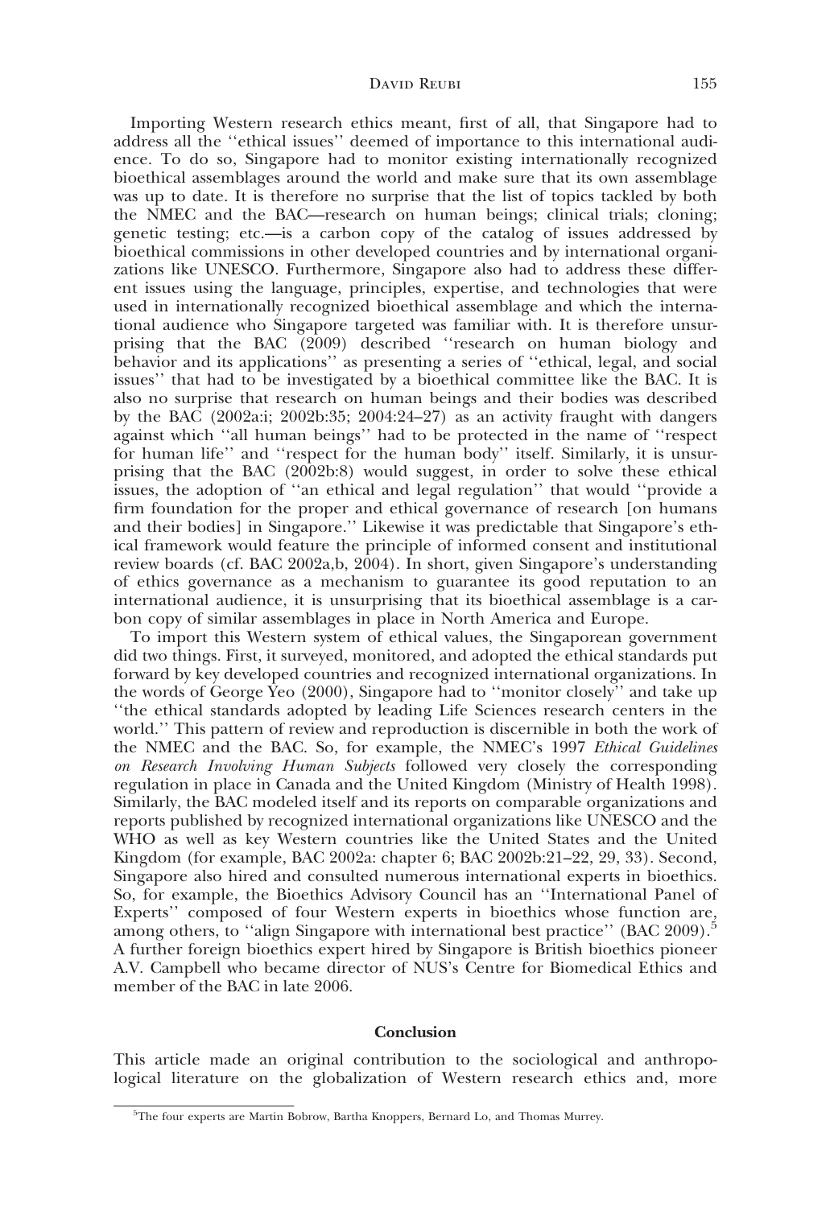Importing Western research ethics meant, first of all, that Singapore had to address all the ''ethical issues'' deemed of importance to this international audience. To do so, Singapore had to monitor existing internationally recognized bioethical assemblages around the world and make sure that its own assemblage was up to date. It is therefore no surprise that the list of topics tackled by both the NMEC and the BAC—research on human beings; clinical trials; cloning; genetic testing; etc.—is a carbon copy of the catalog of issues addressed by bioethical commissions in other developed countries and by international organizations like UNESCO. Furthermore, Singapore also had to address these different issues using the language, principles, expertise, and technologies that were used in internationally recognized bioethical assemblage and which the international audience who Singapore targeted was familiar with. It is therefore unsurprising that the BAC (2009) described ''research on human biology and behavior and its applications'' as presenting a series of ''ethical, legal, and social issues'' that had to be investigated by a bioethical committee like the BAC. It is also no surprise that research on human beings and their bodies was described by the BAC (2002a:i; 2002b:35; 2004:24–27) as an activity fraught with dangers against which ''all human beings'' had to be protected in the name of ''respect for human life'' and ''respect for the human body'' itself. Similarly, it is unsurprising that the BAC (2002b:8) would suggest, in order to solve these ethical issues, the adoption of ''an ethical and legal regulation'' that would ''provide a firm foundation for the proper and ethical governance of research [on humans and their bodies] in Singapore.'' Likewise it was predictable that Singapore's ethical framework would feature the principle of informed consent and institutional review boards (cf. BAC 2002a,b, 2004). In short, given Singapore's understanding of ethics governance as a mechanism to guarantee its good reputation to an international audience, it is unsurprising that its bioethical assemblage is a carbon copy of similar assemblages in place in North America and Europe.

To import this Western system of ethical values, the Singaporean government did two things. First, it surveyed, monitored, and adopted the ethical standards put forward by key developed countries and recognized international organizations. In the words of George Yeo (2000), Singapore had to ''monitor closely'' and take up ''the ethical standards adopted by leading Life Sciences research centers in the world.'' This pattern of review and reproduction is discernible in both the work of the NMEC and the BAC. So, for example, the NMEC's 1997 *Ethical Guidelines on Research Involving Human Subjects* followed very closely the corresponding regulation in place in Canada and the United Kingdom (Ministry of Health 1998). Similarly, the BAC modeled itself and its reports on comparable organizations and reports published by recognized international organizations like UNESCO and the WHO as well as key Western countries like the United States and the United Kingdom (for example, BAC 2002a: chapter 6; BAC 2002b:21–22, 29, 33). Second, Singapore also hired and consulted numerous international experts in bioethics. So, for example, the Bioethics Advisory Council has an ''International Panel of Experts'' composed of four Western experts in bioethics whose function are, among others, to ''align Singapore with international best practice'' (BAC 2009).[5] A further foreign bioethics expert hired by Singapore is British bioethics pioneer A.V. Campbell who became director of NUS's Centre for Biomedical Ethics and member of the BAC in late 2006.

## Conclusion

This article made an original contribution to the sociological and anthropological literature on the globalization of Western research ethics and, more

[5]The four experts are Martin Bobrow, Bartha Knoppers, Bernard Lo, and Thomas Murrey.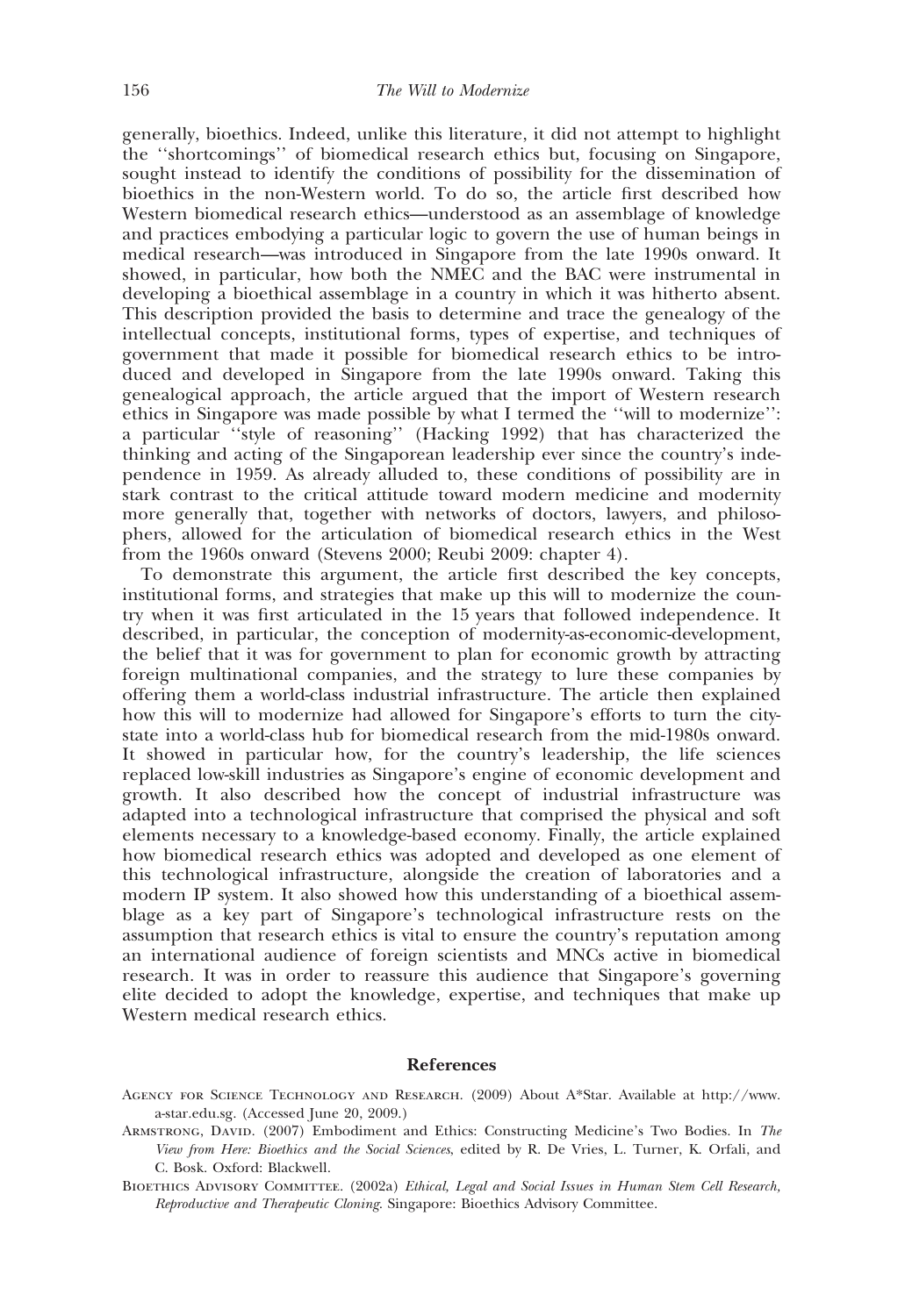generally, bioethics. Indeed, unlike this literature, it did not attempt to highlight the ''shortcomings'' of biomedical research ethics but, focusing on Singapore, sought instead to identify the conditions of possibility for the dissemination of bioethics in the non-Western world. To do so, the article first described how Western biomedical research ethics—understood as an assemblage of knowledge and practices embodying a particular logic to govern the use of human beings in medical research—was introduced in Singapore from the late 1990s onward. It showed, in particular, how both the NMEC and the BAC were instrumental in developing a bioethical assemblage in a country in which it was hitherto absent. This description provided the basis to determine and trace the genealogy of the intellectual concepts, institutional forms, types of expertise, and techniques of government that made it possible for biomedical research ethics to be introduced and developed in Singapore from the late 1990s onward. Taking this genealogical approach, the article argued that the import of Western research ethics in Singapore was made possible by what I termed the ''will to modernize'': a particular ''style of reasoning'' (Hacking 1992) that has characterized the thinking and acting of the Singaporean leadership ever since the country's independence in 1959. As already alluded to, these conditions of possibility are in stark contrast to the critical attitude toward modern medicine and modernity more generally that, together with networks of doctors, lawyers, and philosophers, allowed for the articulation of biomedical research ethics in the West from the 1960s onward (Stevens 2000; Reubi 2009: chapter 4).

To demonstrate this argument, the article first described the key concepts, institutional forms, and strategies that make up this will to modernize the country when it was first articulated in the 15 years that followed independence. It described, in particular, the conception of modernity-as-economic-development, the belief that it was for government to plan for economic growth by attracting foreign multinational companies, and the strategy to lure these companies by offering them a world-class industrial infrastructure. The article then explained how this will to modernize had allowed for Singapore's efforts to turn the city-state into a world-class hub for biomedical research from the mid-1980s onward. It showed in particular how, for the country's leadership, the life sciences replaced low-skill industries as Singapore's engine of economic development and growth. It also described how the concept of industrial infrastructure was adapted into a technological infrastructure that comprised the physical and soft elements necessary to a knowledge-based economy. Finally, the article explained how biomedical research ethics was adopted and developed as one element of this technological infrastructure, alongside the creation of laboratories and a modern IP system. It also showed how this understanding of a bioethical assemblage as a key part of Singapore's technological infrastructure rests on the assumption that research ethics is vital to ensure the country's reputation among an international audience of foreign scientists and MNCs active in biomedical research. It was in order to reassure this audience that Singapore's governing elite decided to adopt the knowledge, expertise, and techniques that make up Western medical research ethics.

## References

Agency for Science Technology and Research. (2009) About A*Star. Available at http://www.a-star.edu.sg. (Accessed June 20, 2009.)

Armstrong, David. (2007) Embodiment and Ethics: Constructing Medicine's Two Bodies. In *The View from Here: Bioethics and the Social Sciences*, edited by R. De Vries, L. Turner, K. Orfali, and C. Bosk. Oxford: Blackwell.

Bioethics Advisory Committee. (2002a) *Ethical, Legal and Social Issues in Human Stem Cell Research, Reproductive and Therapeutic Cloning*. Singapore: Bioethics Advisory Committee.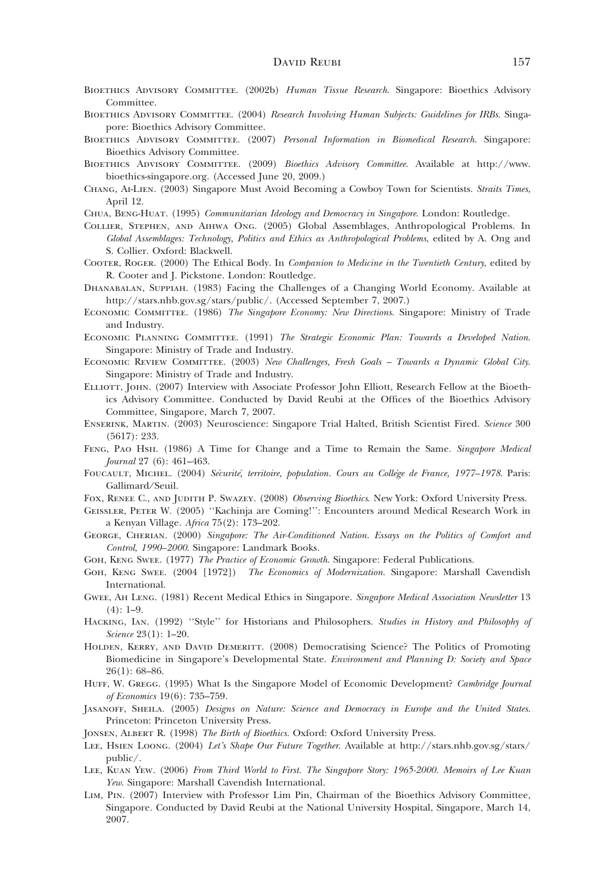Bioethics Advisory Committee. (2002b) *Human Tissue Research*. Singapore: Bioethics Advisory Committee.

Bioethics Advisory Committee. (2004) *Research Involving Human Subjects: Guidelines for IRBs*. Singapore: Bioethics Advisory Committee.

Bioethics Advisory Committee. (2007) *Personal Information in Biomedical Research*. Singapore: Bioethics Advisory Committee.

Bioethics Advisory Committee. (2009) *Bioethics Advisory Committee*. Available at http://www.bioethics-singapore.org. (Accessed June 20, 2009.)

Chang, Ai-Lien. (2003) Singapore Must Avoid Becoming a Cowboy Town for Scientists. *Straits Times*, April 12.

Chua, Beng-Huat. (1995) *Communitarian Ideology and Democracy in Singapore*. London: Routledge.

Collier, Stephen, and Aihwa Ong. (2005) Global Assemblages, Anthropological Problems. In *Global Assemblages: Technology, Politics and Ethics as Anthropological Problems*, edited by A. Ong and S. Collier. Oxford: Blackwell.

Cooter, Roger. (2000) The Ethical Body. In *Companion to Medicine in the Twentieth Century*, edited by R. Cooter and J. Pickstone. London: Routledge.

Dhanabalan, Suppiah. (1983) Facing the Challenges of a Changing World Economy. Available at http://stars.nhb.gov.sg/stars/public/. (Accessed September 7, 2007.)

Economic Committee. (1986) *The Singapore Economy: New Directions*. Singapore: Ministry of Trade and Industry.

Economic Planning Committee. (1991) *The Strategic Economic Plan: Towards a Developed Nation*. Singapore: Ministry of Trade and Industry.

Economic Review Committee. (2003) *New Challenges, Fresh Goals – Towards a Dynamic Global City*. Singapore: Ministry of Trade and Industry.

Elliott, John. (2007) Interview with Associate Professor John Elliott, Research Fellow at the Bioethics Advisory Committee. Conducted by David Reubi at the Offices of the Bioethics Advisory Committee, Singapore, March 7, 2007.

Enserink, Martin. (2003) Neuroscience: Singapore Trial Halted, British Scientist Fired. *Science* 300 (5617): 233.

Feng, Pao Hsii. (1986) A Time for Change and a Time to Remain the Same. *Singapore Medical Journal* 27 (6): 461–463.

Foucault, Michel. (2004) *Sécurité, territoire, population. Cours au Collège de France, 1977–1978*. Paris: Gallimard/Seuil.

Fox, Renee C., and Judith P. Swazey. (2008) *Observing Bioethics*. New York: Oxford University Press.

Geissler, Peter W. (2005) ''Kachinja are Coming!'': Encounters around Medical Research Work in a Kenyan Village. *Africa* 75(2): 173–202.

George, Cherian. (2000) *Singapore: The Air-Conditioned Nation. Essays on the Politics of Comfort and Control, 1990–2000*. Singapore: Landmark Books.

Goh, Keng Swee. (1977) *The Practice of Economic Growth*. Singapore: Federal Publications.

Goh, Keng Swee. (2004 [1972]) *The Economics of Modernization*. Singapore: Marshall Cavendish International.

Gwee, Ah Leng. (1981) Recent Medical Ethics in Singapore. *Singapore Medical Association Newsletter* 13 (4): 1–9.

Hacking, Ian. (1992) ''Style'' for Historians and Philosophers. *Studies in History and Philosophy of Science* 23(1): 1–20.

Holden, Kerry, and David Demeritt. (2008) Democratising Science? The Politics of Promoting Biomedicine in Singapore's Developmental State. *Environment and Planning D: Society and Space* 26(1): 68–86.

Huff, W. Gregg. (1995) What Is the Singapore Model of Economic Development? *Cambridge Journal of Economics* 19(6): 735–759.

Jasanoff, Sheila. (2005) *Designs on Nature: Science and Democracy in Europe and the United States*. Princeton: Princeton University Press.

Jonsen, Albert R. (1998) *The Birth of Bioethics*. Oxford: Oxford University Press.

Lee, Hsien Loong. (2004) *Let's Shape Our Future Together*. Available at http://stars.nhb.gov.sg/stars/public/.

Lee, Kuan Yew. (2006) *From Third World to First. The Singapore Story: 1965-2000. Memoirs of Lee Kuan Yew*. Singapore: Marshall Cavendish International.

Lim, Pin. (2007) Interview with Professor Lim Pin, Chairman of the Bioethics Advisory Committee, Singapore. Conducted by David Reubi at the National University Hospital, Singapore, March 14, 2007.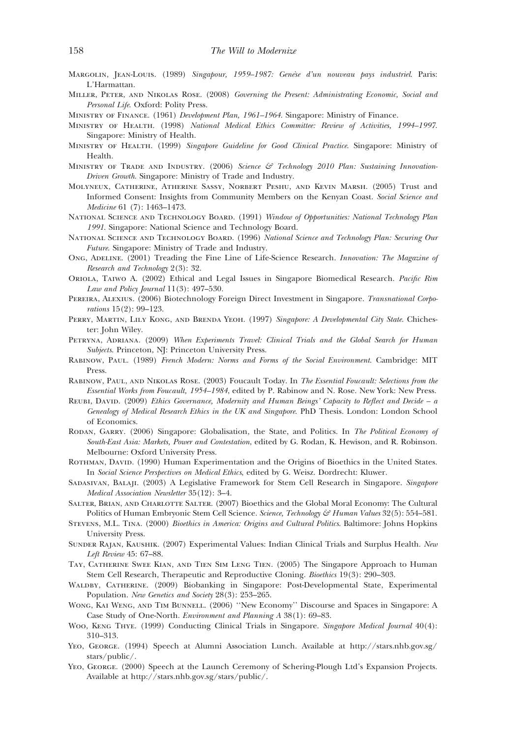Margolin, Jean-Louis. (1989) *Singapour, 1959–1987: Genèse d'un nouveau pays industriel*. Paris: L'Harmattan.

Miller, Peter, and Nikolas Rose. (2008) *Governing the Present: Administrating Economic, Social and Personal Life*. Oxford: Polity Press.

Ministry of Finance. (1961) *Development Plan, 1961–1964*. Singapore: Ministry of Finance.

Ministry of Health. (1998) *National Medical Ethics Committee: Review of Activities, 1994–1997*. Singapore: Ministry of Health.

Ministry of Health. (1999) *Singapore Guideline for Good Clinical Practice*. Singapore: Ministry of Health.

Ministry of Trade and Industry. (2006) *Science & Technology 2010 Plan: Sustaining Innovation-Driven Growth*. Singapore: Ministry of Trade and Industry.

Molyneux, Catherine, Atherine Sassy, Norbert Peshu, and Kevin Marsh. (2005) Trust and Informed Consent: Insights from Community Members on the Kenyan Coast. *Social Science and Medicine* 61 (7): 1463–1473.

National Science and Technology Board. (1991) *Window of Opportunities: National Technology Plan 1991*. Singapore: National Science and Technology Board.

National Science and Technology Board. (1996) *National Science and Technology Plan: Securing Our Future*. Singapore: Ministry of Trade and Industry.

Ong, Adeline. (2001) Treading the Fine Line of Life-Science Research. *Innovation: The Magazine of Research and Technology* 2(3): 32.

Oriola, Taiwo A. (2002) Ethical and Legal Issues in Singapore Biomedical Research. *Pacific Rim Law and Policy Journal* 11(3): 497–530.

Pereira, Alexius. (2006) Biotechnology Foreign Direct Investment in Singapore. *Transnational Corporations* 15(2): 99–123.

Perry, Martin, Lily Kong, and Brenda Yeoh. (1997) *Singapore: A Developmental City State*. Chichester: John Wiley.

Petryna, Adriana. (2009) *When Experiments Travel: Clinical Trials and the Global Search for Human Subjects*. Princeton, NJ: Princeton University Press.

Rabinow, Paul. (1989) *French Modern: Norms and Forms of the Social Environment*. Cambridge: MIT Press.

Rabinow, Paul, and Nikolas Rose. (2003) Foucault Today. In *The Essential Foucault: Selections from the Essential Works from Foucault, 1954–1984*, edited by P. Rabinow and N. Rose. New York: New Press.

Reubi, David. (2009) *Ethics Governance, Modernity and Human Beings' Capacity to Reflect and Decide – a Genealogy of Medical Research Ethics in the UK and Singapore*. PhD Thesis. London: London School of Economics.

Rodan, Garry. (2006) Singapore: Globalisation, the State, and Politics. In *The Political Economy of South-East Asia: Markets, Power and Contestation*, edited by G. Rodan, K. Hewison, and R. Robinson. Melbourne: Oxford University Press.

Rothman, David. (1990) Human Experimentation and the Origins of Bioethics in the United States. In *Social Science Perspectives on Medical Ethics*, edited by G. Weisz. Dordrecht: Kluwer.

Sadasivan, Balaji. (2003) A Legislative Framework for Stem Cell Research in Singapore. *Singapore Medical Association Newsletter* 35(12): 3–4.

Salter, Brian, and Charlotte Salter. (2007) Bioethics and the Global Moral Economy: The Cultural Politics of Human Embryonic Stem Cell Science. *Science, Technology & Human Values* 32(5): 554–581.

Stevens, M.L. Tina. (2000) *Bioethics in America: Origins and Cultural Politics*. Baltimore: Johns Hopkins University Press.

Sunder Rajan, Kaushik. (2007) Experimental Values: Indian Clinical Trials and Surplus Health. *New Left Review* 45: 67–88.

Tay, Catherine Swee Kian, and Tien Sim Leng Tien. (2005) The Singapore Approach to Human Stem Cell Research, Therapeutic and Reproductive Cloning. *Bioethics* 19(3): 290–303.

Waldby, Catherine. (2009) Biobanking in Singapore: Post-Developmental State, Experimental Population. *New Genetics and Society* 28(3): 253–265.

Wong, Kai Weng, and Tim Bunnell. (2006) ''New Economy'' Discourse and Spaces in Singapore: A Case Study of One-North. *Environment and Planning A* 38(1): 69–83.

Woo, Keng Thye. (1999) Conducting Clinical Trials in Singapore. *Singapore Medical Journal* 40(4): 310–313.

Yeo, George. (1994) Speech at Alumni Association Lunch. Available at http://stars.nhb.gov.sg/stars/public/.

Yeo, George. (2000) Speech at the Launch Ceremony of Schering-Plough Ltd's Expansion Projects. Available at http://stars.nhb.gov.sg/stars/public/.